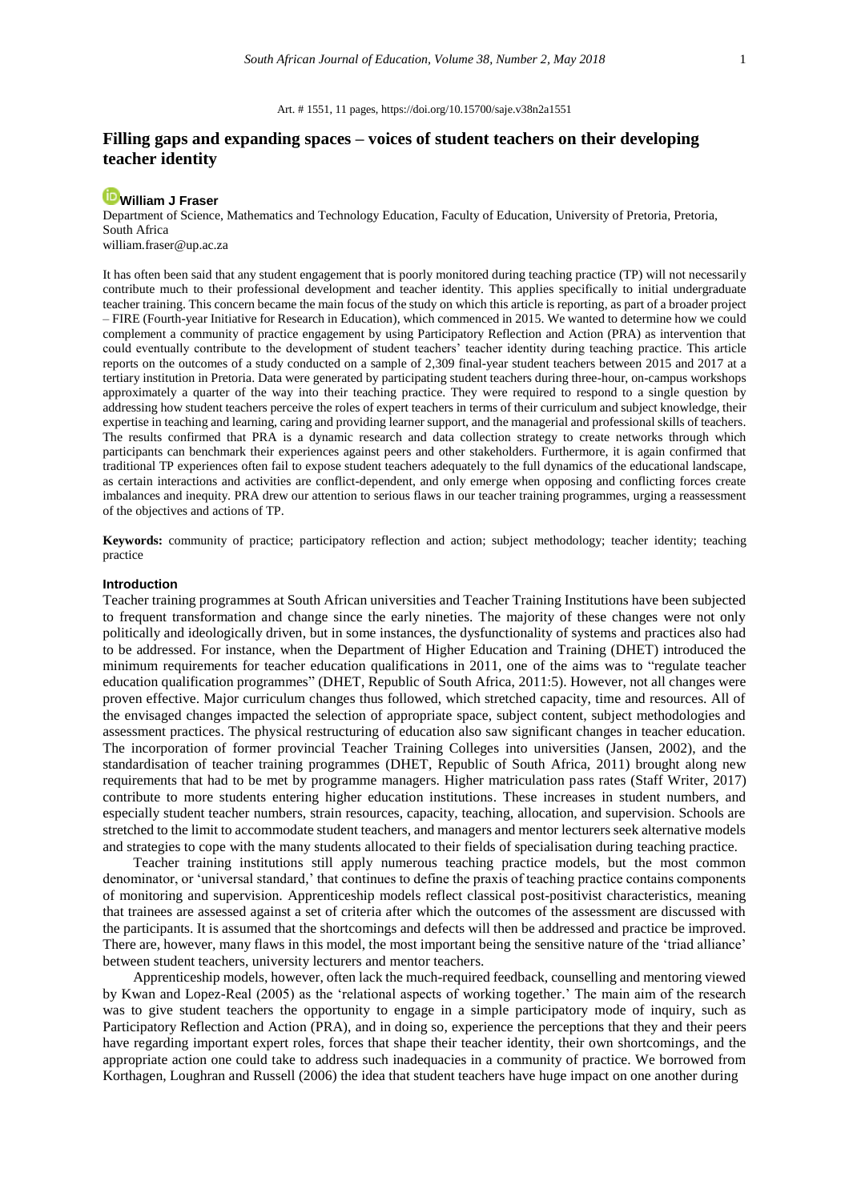Art. # 1551, 11 pages, https://doi.org/10.15700/saje.v38n2a1551

# Filling gaps and expanding spaces – voices of student teachers on their developing teacher identity

**William J Fraser**

Department of Science, Mathematics and Technology Education, Faculty of Education, University of Pretoria, Pretoria, South Africa
william.fraser@up.ac.za

It has often been said that any student engagement that is poorly monitored during teaching practice (TP) will not necessarily contribute much to their professional development and teacher identity. This applies specifically to initial undergraduate teacher training. This concern became the main focus of the study on which this article is reporting, as part of a broader project – FIRE (Fourth-year Initiative for Research in Education), which commenced in 2015. We wanted to determine how we could complement a community of practice engagement by using Participatory Reflection and Action (PRA) as intervention that could eventually contribute to the development of student teachers' teacher identity during teaching practice. This article reports on the outcomes of a study conducted on a sample of 2,309 final-year student teachers between 2015 and 2017 at a tertiary institution in Pretoria. Data were generated by participating student teachers during three-hour, on-campus workshops approximately a quarter of the way into their teaching practice. They were required to respond to a single question by addressing how student teachers perceive the roles of expert teachers in terms of their curriculum and subject knowledge, their expertise in teaching and learning, caring and providing learner support, and the managerial and professional skills of teachers. The results confirmed that PRA is a dynamic research and data collection strategy to create networks through which participants can benchmark their experiences against peers and other stakeholders. Furthermore, it is again confirmed that traditional TP experiences often fail to expose student teachers adequately to the full dynamics of the educational landscape, as certain interactions and activities are conflict-dependent, and only emerge when opposing and conflicting forces create imbalances and inequity. PRA drew our attention to serious flaws in our teacher training programmes, urging a reassessment of the objectives and actions of TP.

**Keywords:** community of practice; participatory reflection and action; subject methodology; teacher identity; teaching practice

## Introduction

Teacher training programmes at South African universities and Teacher Training Institutions have been subjected to frequent transformation and change since the early nineties. The majority of these changes were not only politically and ideologically driven, but in some instances, the dysfunctionality of systems and practices also had to be addressed. For instance, when the Department of Higher Education and Training (DHET) introduced the minimum requirements for teacher education qualifications in 2011, one of the aims was to "regulate teacher education qualification programmes" (DHET, Republic of South Africa, 2011:5). However, not all changes were proven effective. Major curriculum changes thus followed, which stretched capacity, time and resources. All of the envisaged changes impacted the selection of appropriate space, subject content, subject methodologies and assessment practices. The physical restructuring of education also saw significant changes in teacher education. The incorporation of former provincial Teacher Training Colleges into universities (Jansen, 2002), and the standardisation of teacher training programmes (DHET, Republic of South Africa, 2011) brought along new requirements that had to be met by programme managers. Higher matriculation pass rates (Staff Writer, 2017) contribute to more students entering higher education institutions. These increases in student numbers, and especially student teacher numbers, strain resources, capacity, teaching, allocation, and supervision. Schools are stretched to the limit to accommodate student teachers, and managers and mentor lecturers seek alternative models and strategies to cope with the many students allocated to their fields of specialisation during teaching practice.

Teacher training institutions still apply numerous teaching practice models, but the most common denominator, or 'universal standard,' that continues to define the praxis of teaching practice contains components of monitoring and supervision. Apprenticeship models reflect classical post-positivist characteristics, meaning that trainees are assessed against a set of criteria after which the outcomes of the assessment are discussed with the participants. It is assumed that the shortcomings and defects will then be addressed and practice be improved. There are, however, many flaws in this model, the most important being the sensitive nature of the 'triad alliance' between student teachers, university lecturers and mentor teachers.

Apprenticeship models, however, often lack the much-required feedback, counselling and mentoring viewed by Kwan and Lopez-Real (2005) as the 'relational aspects of working together.' The main aim of the research was to give student teachers the opportunity to engage in a simple participatory mode of inquiry, such as Participatory Reflection and Action (PRA), and in doing so, experience the perceptions that they and their peers have regarding important expert roles, forces that shape their teacher identity, their own shortcomings, and the appropriate action one could take to address such inadequacies in a community of practice. We borrowed from Korthagen, Loughran and Russell (2006) the idea that student teachers have huge impact on one another during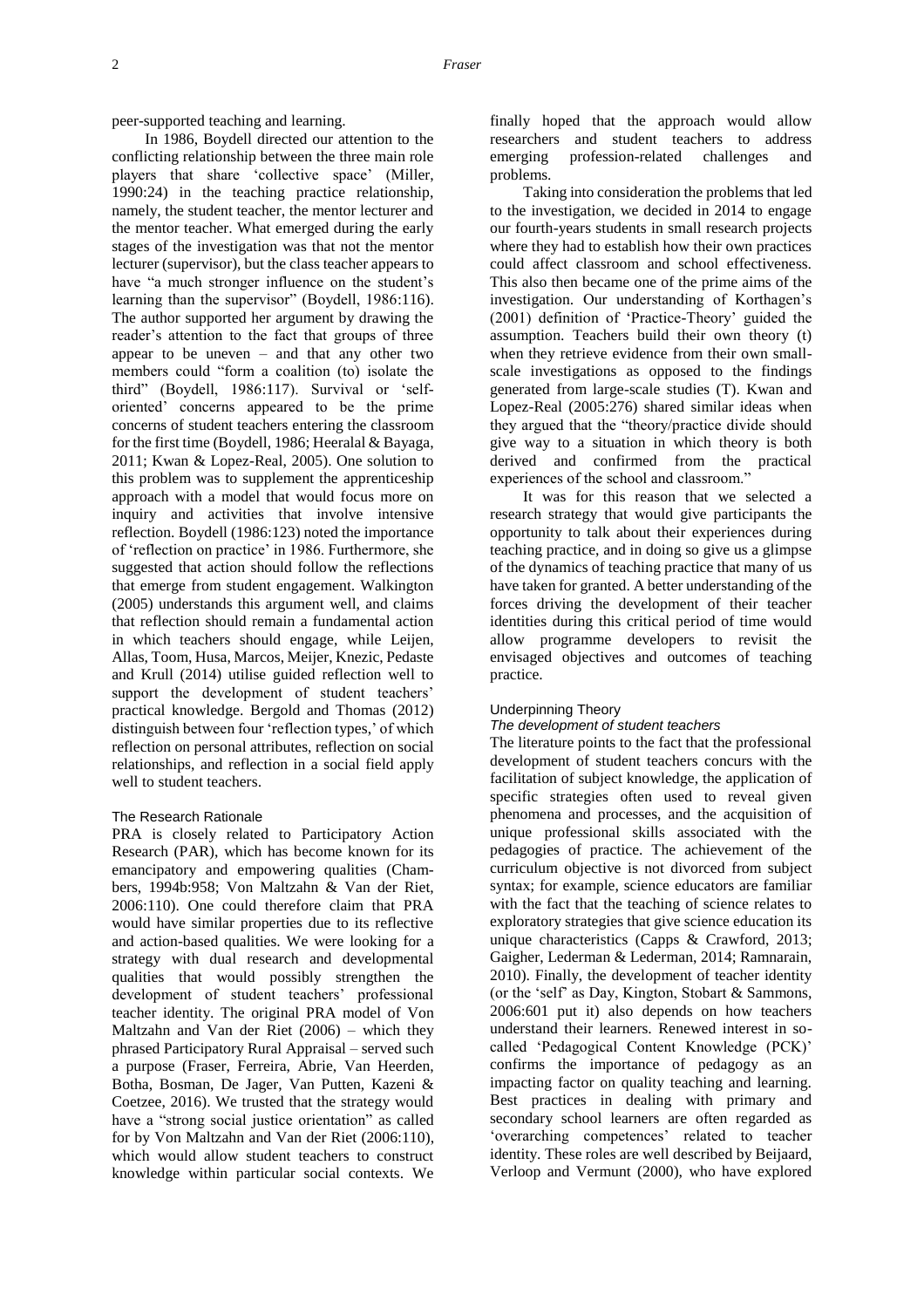peer-supported teaching and learning.

In 1986, Boydell directed our attention to the conflicting relationship between the three main role players that share 'collective space' (Miller, 1990:24) in the teaching practice relationship, namely, the student teacher, the mentor lecturer and the mentor teacher. What emerged during the early stages of the investigation was that not the mentor lecturer (supervisor), but the class teacher appears to have "a much stronger influence on the student's learning than the supervisor" (Boydell, 1986:116). The author supported her argument by drawing the reader's attention to the fact that groups of three appear to be uneven – and that any other two members could "form a coalition (to) isolate the third" (Boydell, 1986:117). Survival or 'self-oriented' concerns appeared to be the prime concerns of student teachers entering the classroom for the first time (Boydell, 1986; Heeralal & Bayaga, 2011; Kwan & Lopez-Real, 2005). One solution to this problem was to supplement the apprenticeship approach with a model that would focus more on inquiry and activities that involve intensive reflection. Boydell (1986:123) noted the importance of 'reflection on practice' in 1986. Furthermore, she suggested that action should follow the reflections that emerge from student engagement. Walkington (2005) understands this argument well, and claims that reflection should remain a fundamental action in which teachers should engage, while Leijen, Allas, Toom, Husa, Marcos, Meijer, Knezic, Pedaste and Krull (2014) utilise guided reflection well to support the development of student teachers' practical knowledge. Bergold and Thomas (2012) distinguish between four 'reflection types,' of which reflection on personal attributes, reflection on social relationships, and reflection in a social field apply well to student teachers.

## The Research Rationale

PRA is closely related to Participatory Action Research (PAR), which has become known for its emancipatory and empowering qualities (Chambers, 1994b:958; Von Maltzahn & Van der Riet, 2006:110). One could therefore claim that PRA would have similar properties due to its reflective and action-based qualities. We were looking for a strategy with dual research and developmental qualities that would possibly strengthen the development of student teachers' professional teacher identity. The original PRA model of Von Maltzahn and Van der Riet (2006) – which they phrased Participatory Rural Appraisal – served such a purpose (Fraser, Ferreira, Abrie, Van Heerden, Botha, Bosman, De Jager, Van Putten, Kazeni & Coetzee, 2016). We trusted that the strategy would have a "strong social justice orientation" as called for by Von Maltzahn and Van der Riet (2006:110), which would allow student teachers to construct knowledge within particular social contexts. We finally hoped that the approach would allow researchers and student teachers to address emerging profession-related challenges and problems.

Taking into consideration the problems that led to the investigation, we decided in 2014 to engage our fourth-years students in small research projects where they had to establish how their own practices could affect classroom and school effectiveness. This also then became one of the prime aims of the investigation. Our understanding of Korthagen's (2001) definition of 'Practice-Theory' guided the assumption. Teachers build their own theory (t) when they retrieve evidence from their own small-scale investigations as opposed to the findings generated from large-scale studies (T). Kwan and Lopez-Real (2005:276) shared similar ideas when they argued that the "theory/practice divide should give way to a situation in which theory is both derived and confirmed from the practical experiences of the school and classroom."

It was for this reason that we selected a research strategy that would give participants the opportunity to talk about their experiences during teaching practice, and in doing so give us a glimpse of the dynamics of teaching practice that many of us have taken for granted. A better understanding of the forces driving the development of their teacher identities during this critical period of time would allow programme developers to revisit the envisaged objectives and outcomes of teaching practice.

## Underpinning Theory

### *The development of student teachers*

The literature points to the fact that the professional development of student teachers concurs with the facilitation of subject knowledge, the application of specific strategies often used to reveal given phenomena and processes, and the acquisition of unique professional skills associated with the pedagogies of practice. The achievement of the curriculum objective is not divorced from subject syntax; for example, science educators are familiar with the fact that the teaching of science relates to exploratory strategies that give science education its unique characteristics (Capps & Crawford, 2013; Gaigher, Lederman & Lederman, 2014; Ramnarain, 2010). Finally, the development of teacher identity (or the 'self' as Day, Kington, Stobart & Sammons, 2006:601 put it) also depends on how teachers understand their learners. Renewed interest in so-called 'Pedagogical Content Knowledge (PCK)' confirms the importance of pedagogy as an impacting factor on quality teaching and learning. Best practices in dealing with primary and secondary school learners are often regarded as 'overarching competences' related to teacher identity. These roles are well described by Beijaard, Verloop and Vermunt (2000), who have explored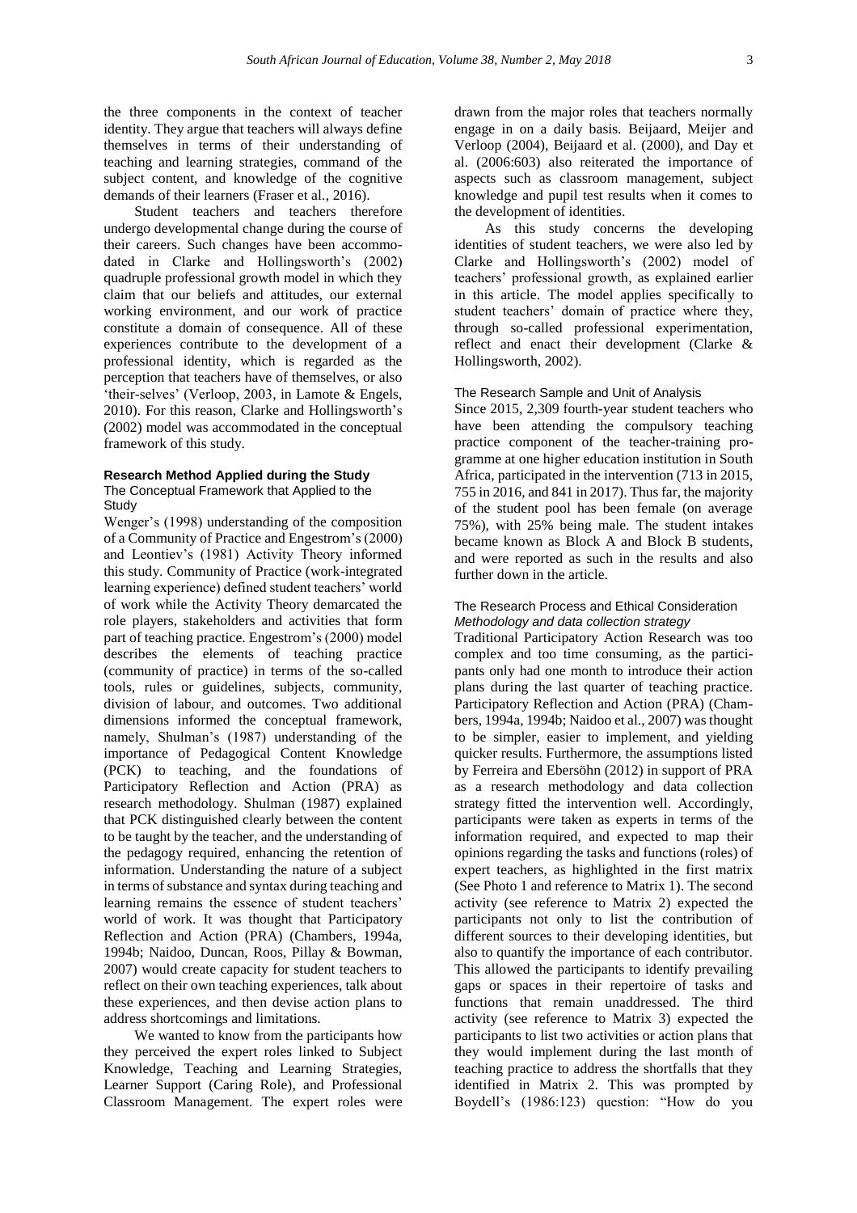the three components in the context of teacher identity. They argue that teachers will always define themselves in terms of their understanding of teaching and learning strategies, command of the subject content, and knowledge of the cognitive demands of their learners (Fraser et al., 2016).

Student teachers and teachers therefore undergo developmental change during the course of their careers. Such changes have been accommodated in Clarke and Hollingsworth's (2002) quadruple professional growth model in which they claim that our beliefs and attitudes, our external working environment, and our work of practice constitute a domain of consequence. All of these experiences contribute to the development of a professional identity, which is regarded as the perception that teachers have of themselves, or also 'their-selves' (Verloop, 2003, in Lamote & Engels, 2010). For this reason, Clarke and Hollingsworth's (2002) model was accommodated in the conceptual framework of this study.

## Research Method Applied during the Study

### The Conceptual Framework that Applied to the Study

Wenger's (1998) understanding of the composition of a Community of Practice and Engestrom's (2000) and Leontiev's (1981) Activity Theory informed this study. Community of Practice (work-integrated learning experience) defined student teachers' world of work while the Activity Theory demarcated the role players, stakeholders and activities that form part of teaching practice. Engestrom's (2000) model describes the elements of teaching practice (community of practice) in terms of the so-called tools, rules or guidelines, subjects, community, division of labour, and outcomes. Two additional dimensions informed the conceptual framework, namely, Shulman's (1987) understanding of the importance of Pedagogical Content Knowledge (PCK) to teaching, and the foundations of Participatory Reflection and Action (PRA) as research methodology. Shulman (1987) explained that PCK distinguished clearly between the content to be taught by the teacher, and the understanding of the pedagogy required, enhancing the retention of information. Understanding the nature of a subject in terms of substance and syntax during teaching and learning remains the essence of student teachers' world of work. It was thought that Participatory Reflection and Action (PRA) (Chambers, 1994a, 1994b; Naidoo, Duncan, Roos, Pillay & Bowman, 2007) would create capacity for student teachers to reflect on their own teaching experiences, talk about these experiences, and then devise action plans to address shortcomings and limitations.

We wanted to know from the participants how they perceived the expert roles linked to Subject Knowledge, Teaching and Learning Strategies, Learner Support (Caring Role), and Professional Classroom Management. The expert roles were drawn from the major roles that teachers normally engage in on a daily basis. Beijaard, Meijer and Verloop (2004), Beijaard et al. (2000), and Day et al. (2006:603) also reiterated the importance of aspects such as classroom management, subject knowledge and pupil test results when it comes to the development of identities.

As this study concerns the developing identities of student teachers, we were also led by Clarke and Hollingsworth's (2002) model of teachers' professional growth, as explained earlier in this article. The model applies specifically to student teachers' domain of practice where they, through so-called professional experimentation, reflect and enact their development (Clarke & Hollingsworth, 2002).

### The Research Sample and Unit of Analysis

Since 2015, 2,309 fourth-year student teachers who have been attending the compulsory teaching practice component of the teacher-training programme at one higher education institution in South Africa, participated in the intervention (713 in 2015, 755 in 2016, and 841 in 2017). Thus far, the majority of the student pool has been female (on average 75%), with 25% being male. The student intakes became known as Block A and Block B students, and were reported as such in the results and also further down in the article.

### The Research Process and Ethical Consideration

#### *Methodology and data collection strategy*

Traditional Participatory Action Research was too complex and too time consuming, as the participants only had one month to introduce their action plans during the last quarter of teaching practice. Participatory Reflection and Action (PRA) (Chambers, 1994a, 1994b; Naidoo et al., 2007) was thought to be simpler, easier to implement, and yielding quicker results. Furthermore, the assumptions listed by Ferreira and Ebersöhn (2012) in support of PRA as a research methodology and data collection strategy fitted the intervention well. Accordingly, participants were taken as experts in terms of the information required, and expected to map their opinions regarding the tasks and functions (roles) of expert teachers, as highlighted in the first matrix (See Photo 1 and reference to Matrix 1). The second activity (see reference to Matrix 2) expected the participants not only to list the contribution of different sources to their developing identities, but also to quantify the importance of each contributor. This allowed the participants to identify prevailing gaps or spaces in their repertoire of tasks and functions that remain unaddressed. The third activity (see reference to Matrix 3) expected the participants to list two activities or action plans that they would implement during the last month of teaching practice to address the shortfalls that they identified in Matrix 2. This was prompted by Boydell's (1986:123) question: "How do you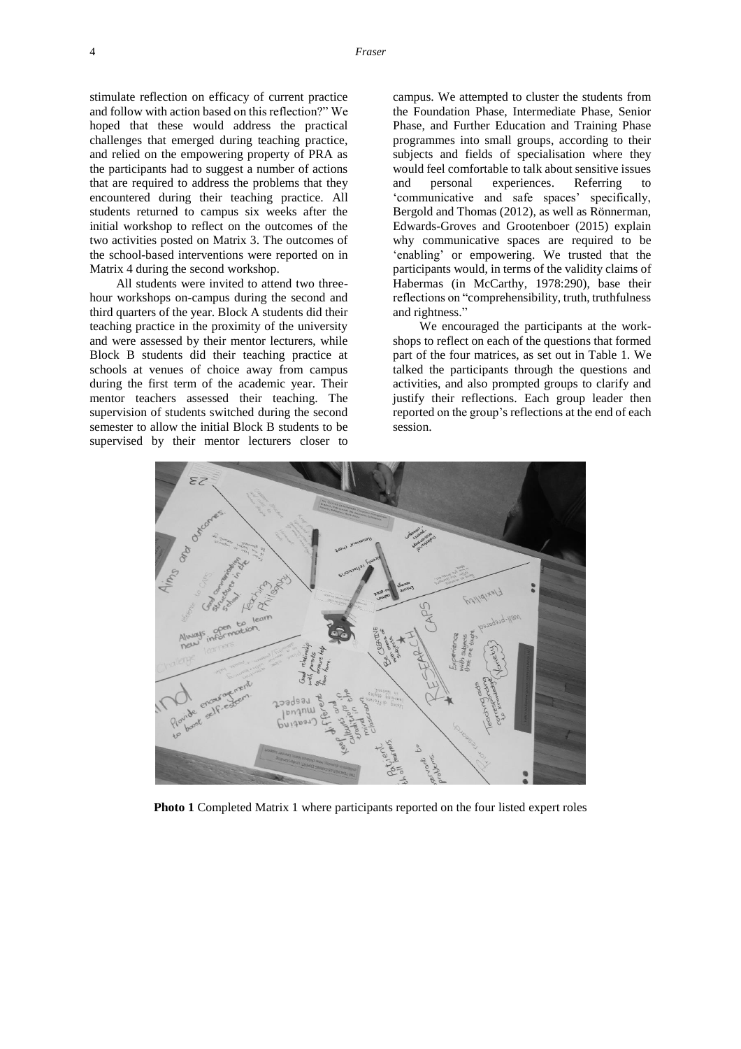stimulate reflection on efficacy of current practice and follow with action based on this reflection?" We hoped that these would address the practical challenges that emerged during teaching practice, and relied on the empowering property of PRA as the participants had to suggest a number of actions that are required to address the problems that they encountered during their teaching practice. All students returned to campus six weeks after the initial workshop to reflect on the outcomes of the two activities posted on Matrix 3. The outcomes of the school-based interventions were reported on in Matrix 4 during the second workshop.

All students were invited to attend two three-hour workshops on-campus during the second and third quarters of the year. Block A students did their teaching practice in the proximity of the university and were assessed by their mentor lecturers, while Block B students did their teaching practice at schools at venues of choice away from campus during the first term of the academic year. Their mentor teachers assessed their teaching. The supervision of students switched during the second semester to allow the initial Block B students to be supervised by their mentor lecturers closer to campus. We attempted to cluster the students from the Foundation Phase, Intermediate Phase, Senior Phase, and Further Education and Training Phase programmes into small groups, according to their subjects and fields of specialisation where they would feel comfortable to talk about sensitive issues and personal experiences. Referring to 'communicative and safe spaces' specifically, Bergold and Thomas (2012), as well as Rönnerman, Edwards-Groves and Grootenboer (2015) explain why communicative spaces are required to be 'enabling' or empowering. We trusted that the participants would, in terms of the validity claims of Habermas (in McCarthy, 1978:290), base their reflections on "comprehensibility, truth, truthfulness and rightness."

We encouraged the participants at the workshops to reflect on each of the questions that formed part of the four matrices, as set out in Table 1. We talked the participants through the questions and activities, and also prompted groups to clarify and justify their reflections. Each group leader then reported on the group's reflections at the end of each session.

**Photo 1** Completed Matrix 1 where participants reported on the four listed expert roles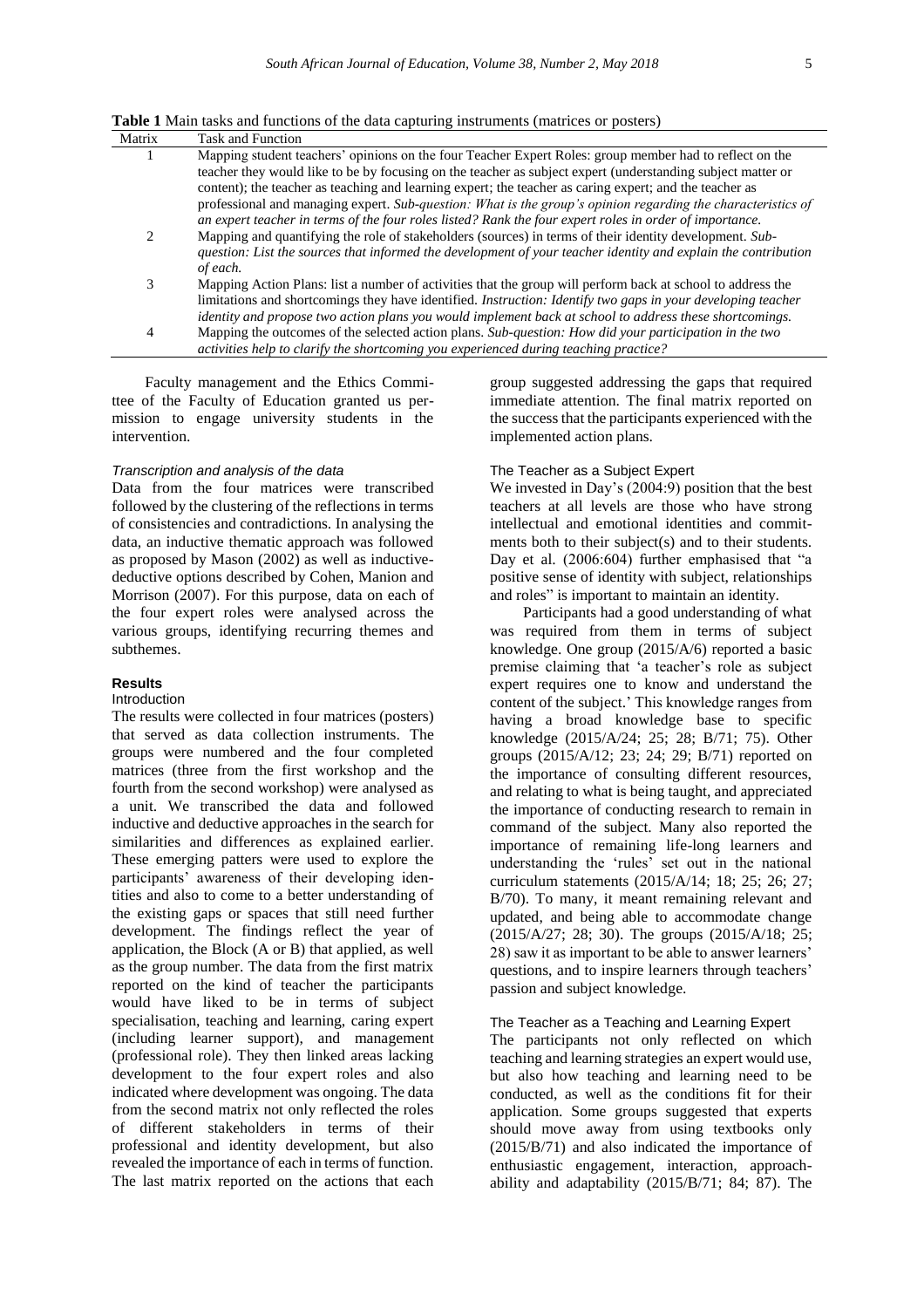**Table 1** Main tasks and functions of the data capturing instruments (matrices or posters)

| Matrix | Task and Function |
|---|---|
| 1 | Mapping student teachers' opinions on the four Teacher Expert Roles: group member had to reflect on the teacher they would like to be by focusing on the teacher as subject expert (understanding subject matter or content); the teacher as teaching and learning expert; the teacher as caring expert; and the teacher as professional and managing expert. *Sub-question: What is the group's opinion regarding the characteristics of an expert teacher in terms of the four roles listed? Rank the four expert roles in order of importance.* |
| 2 | Mapping and quantifying the role of stakeholders (sources) in terms of their identity development. *Sub-question: List the sources that informed the development of your teacher identity and explain the contribution of each.* |
| 3 | Mapping Action Plans: list a number of activities that the group will perform back at school to address the limitations and shortcomings they have identified. *Instruction: Identify two gaps in your developing teacher identity and propose two action plans you would implement back at school to address these shortcomings.* |
| 4 | Mapping the outcomes of the selected action plans. *Sub-question: How did your participation in the two activities help to clarify the shortcoming you experienced during teaching practice?* |

Faculty management and the Ethics Committee of the Faculty of Education granted us permission to engage university students in the intervention.

#### *Transcription and analysis of the data*

Data from the four matrices were transcribed followed by the clustering of the reflections in terms of consistencies and contradictions. In analysing the data, an inductive thematic approach was followed as proposed by Mason (2002) as well as inductive-deductive options described by Cohen, Manion and Morrison (2007). For this purpose, data on each of the four expert roles were analysed across the various groups, identifying recurring themes and subthemes.

## **Results**

### Introduction

The results were collected in four matrices (posters) that served as data collection instruments. The groups were numbered and the four completed matrices (three from the first workshop and the fourth from the second workshop) were analysed as a unit. We transcribed the data and followed inductive and deductive approaches in the search for similarities and differences as explained earlier. These emerging patters were used to explore the participants' awareness of their developing identities and also to come to a better understanding of the existing gaps or spaces that still need further development. The findings reflect the year of application, the Block (A or B) that applied, as well as the group number. The data from the first matrix reported on the kind of teacher the participants would have liked to be in terms of subject specialisation, teaching and learning, caring expert (including learner support), and management (professional role). They then linked areas lacking development to the four expert roles and also indicated where development was ongoing. The data from the second matrix not only reflected the roles of different stakeholders in terms of their professional and identity development, but also revealed the importance of each in terms of function. The last matrix reported on the actions that each group suggested addressing the gaps that required immediate attention. The final matrix reported on the success that the participants experienced with the implemented action plans.

### The Teacher as a Subject Expert

We invested in Day's (2004:9) position that the best teachers at all levels are those who have strong intellectual and emotional identities and commitments both to their subject(s) and to their students. Day et al. (2006:604) further emphasised that "a positive sense of identity with subject, relationships and roles" is important to maintain an identity.

Participants had a good understanding of what was required from them in terms of subject knowledge. One group (2015/A/6) reported a basic premise claiming that 'a teacher's role as subject expert requires one to know and understand the content of the subject.' This knowledge ranges from having a broad knowledge base to specific knowledge (2015/A/24; 25; 28; B/71; 75). Other groups (2015/A/12; 23; 24; 29; B/71) reported on the importance of consulting different resources, and relating to what is being taught, and appreciated the importance of conducting research to remain in command of the subject. Many also reported the importance of remaining life-long learners and understanding the 'rules' set out in the national curriculum statements (2015/A/14; 18; 25; 26; 27; B/70). To many, it meant remaining relevant and updated, and being able to accommodate change (2015/A/27; 28; 30). The groups (2015/A/18; 25; 28) saw it as important to be able to answer learners' questions, and to inspire learners through teachers' passion and subject knowledge.

### The Teacher as a Teaching and Learning Expert

The participants not only reflected on which teaching and learning strategies an expert would use, but also how teaching and learning need to be conducted, as well as the conditions fit for their application. Some groups suggested that experts should move away from using textbooks only (2015/B/71) and also indicated the importance of enthusiastic engagement, interaction, approachability and adaptability (2015/B/71; 84; 87). The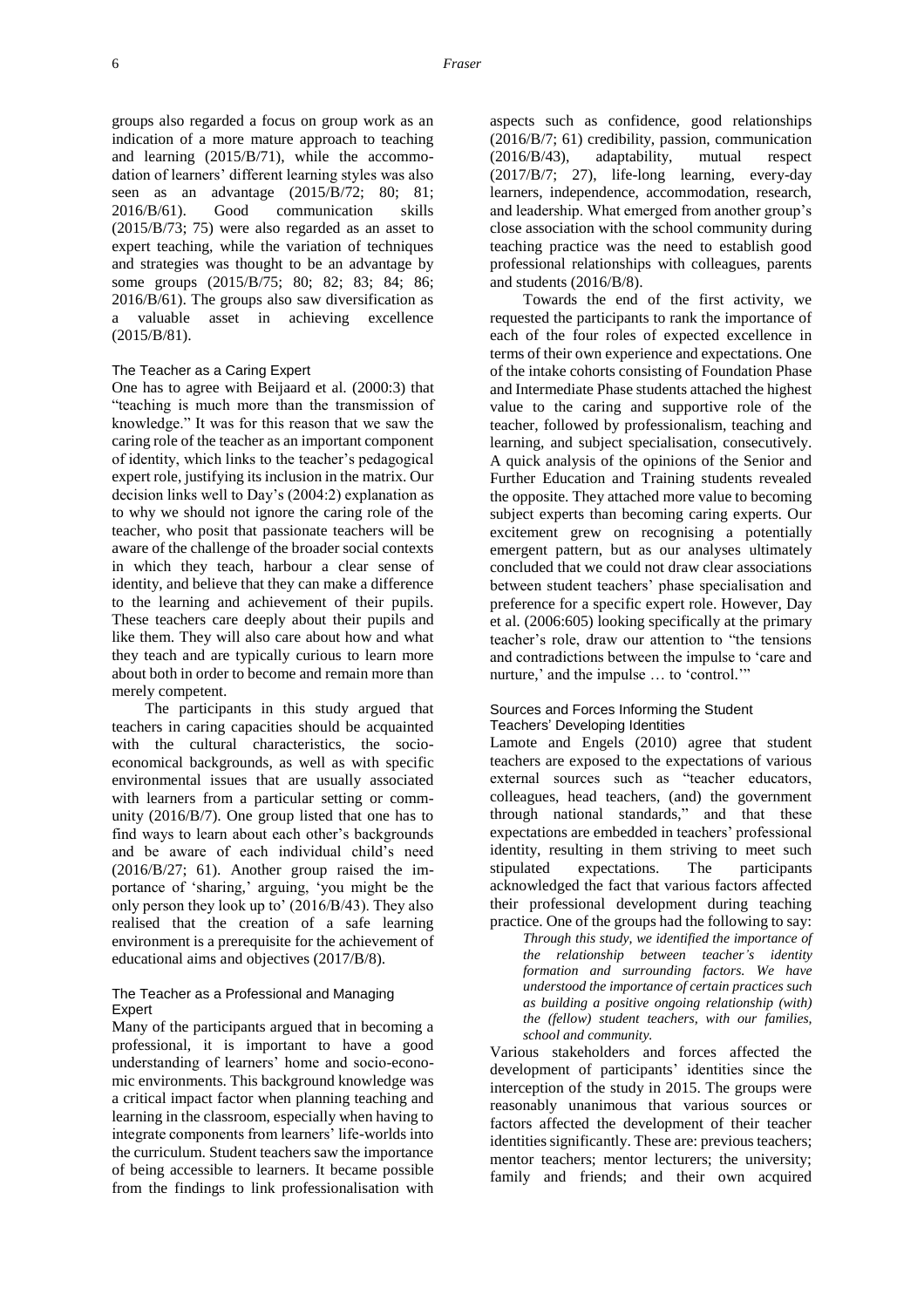groups also regarded a focus on group work as an indication of a more mature approach to teaching and learning (2015/B/71), while the accommodation of learners' different learning styles was also seen as an advantage (2015/B/72; 80; 81; 2016/B/61). Good communication skills (2015/B/73; 75) were also regarded as an asset to expert teaching, while the variation of techniques and strategies was thought to be an advantage by some groups (2015/B/75; 80; 82; 83; 84; 86; 2016/B/61). The groups also saw diversification as a valuable asset in achieving excellence (2015/B/81).

### The Teacher as a Caring Expert

One has to agree with Beijaard et al. (2000:3) that "teaching is much more than the transmission of knowledge." It was for this reason that we saw the caring role of the teacher as an important component of identity, which links to the teacher's pedagogical expert role, justifying its inclusion in the matrix. Our decision links well to Day's (2004:2) explanation as to why we should not ignore the caring role of the teacher, who posit that passionate teachers will be aware of the challenge of the broader social contexts in which they teach, harbour a clear sense of identity, and believe that they can make a difference to the learning and achievement of their pupils. These teachers care deeply about their pupils and like them. They will also care about how and what they teach and are typically curious to learn more about both in order to become and remain more than merely competent.

The participants in this study argued that teachers in caring capacities should be acquainted with the cultural characteristics, the socio-economical backgrounds, as well as with specific environmental issues that are usually associated with learners from a particular setting or community (2016/B/7). One group listed that one has to find ways to learn about each other's backgrounds and be aware of each individual child's need (2016/B/27; 61). Another group raised the importance of 'sharing,' arguing, 'you might be the only person they look up to' (2016/B/43). They also realised that the creation of a safe learning environment is a prerequisite for the achievement of educational aims and objectives (2017/B/8).

### The Teacher as a Professional and Managing Expert

Many of the participants argued that in becoming a professional, it is important to have a good understanding of learners' home and socio-economic environments. This background knowledge was a critical impact factor when planning teaching and learning in the classroom, especially when having to integrate components from learners' life-worlds into the curriculum. Student teachers saw the importance of being accessible to learners. It became possible from the findings to link professionalisation with aspects such as confidence, good relationships (2016/B/7; 61) credibility, passion, communication (2016/B/43), adaptability, mutual respect (2017/B/7; 27), life-long learning, every-day learners, independence, accommodation, research, and leadership. What emerged from another group's close association with the school community during teaching practice was the need to establish good professional relationships with colleagues, parents and students (2016/B/8).

Towards the end of the first activity, we requested the participants to rank the importance of each of the four roles of expected excellence in terms of their own experience and expectations. One of the intake cohorts consisting of Foundation Phase and Intermediate Phase students attached the highest value to the caring and supportive role of the teacher, followed by professionalism, teaching and learning, and subject specialisation, consecutively. A quick analysis of the opinions of the Senior and Further Education and Training students revealed the opposite. They attached more value to becoming subject experts than becoming caring experts. Our excitement grew on recognising a potentially emergent pattern, but as our analyses ultimately concluded that we could not draw clear associations between student teachers' phase specialisation and preference for a specific expert role. However, Day et al. (2006:605) looking specifically at the primary teacher's role, draw our attention to "the tensions and contradictions between the impulse to 'care and nurture,' and the impulse … to 'control.'"

### Sources and Forces Informing the Student Teachers' Developing Identities

Lamote and Engels (2010) agree that student teachers are exposed to the expectations of various external sources such as "teacher educators, colleagues, head teachers, (and) the government through national standards," and that these expectations are embedded in teachers' professional identity, resulting in them striving to meet such stipulated expectations. The participants acknowledged the fact that various factors affected their professional development during teaching practice. One of the groups had the following to say:

> *Through this study, we identified the importance of the relationship between teacher's identity formation and surrounding factors. We have understood the importance of certain practices such as building a positive ongoing relationship (with) the (fellow) student teachers, with our families, school and community.*

Various stakeholders and forces affected the development of participants' identities since the interception of the study in 2015. The groups were reasonably unanimous that various sources or factors affected the development of their teacher identities significantly. These are: previous teachers; mentor teachers; mentor lecturers; the university; family and friends; and their own acquired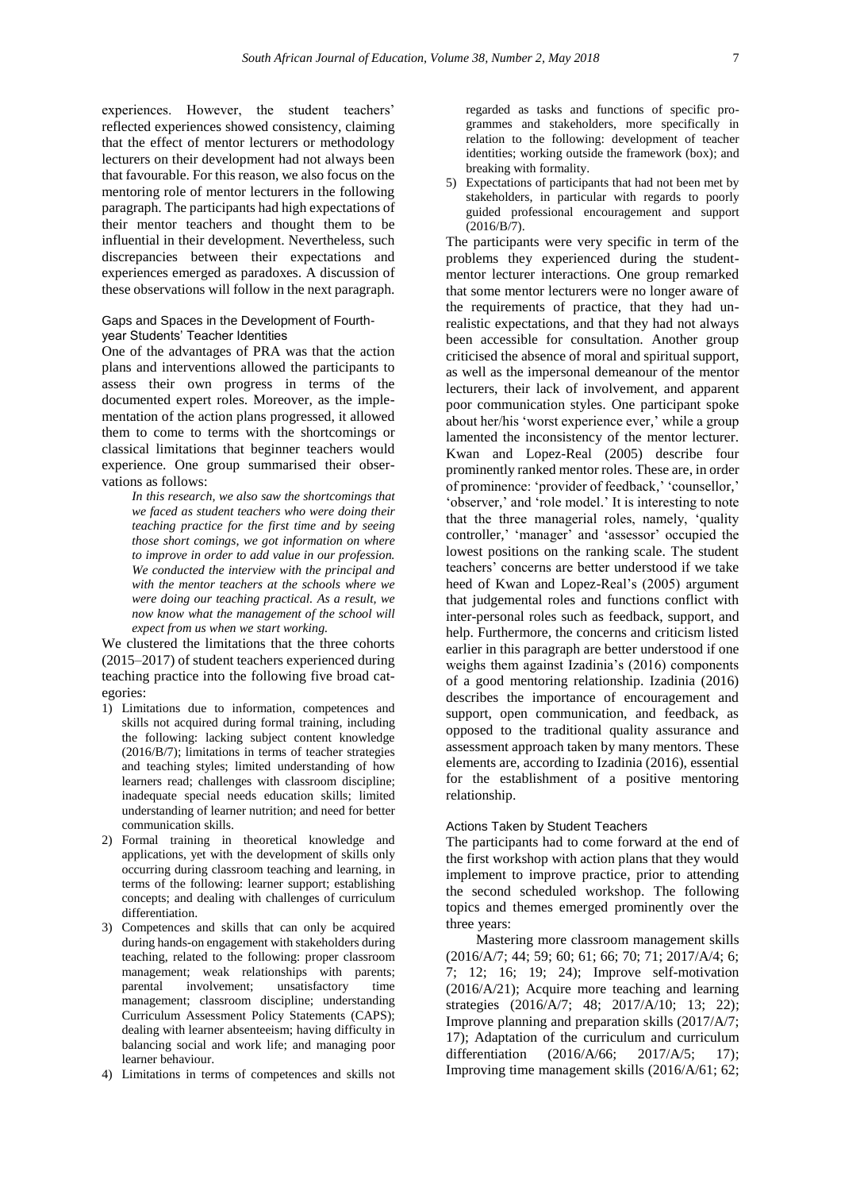experiences. However, the student teachers' reflected experiences showed consistency, claiming that the effect of mentor lecturers or methodology lecturers on their development had not always been that favourable. For this reason, we also focus on the mentoring role of mentor lecturers in the following paragraph. The participants had high expectations of their mentor teachers and thought them to be influential in their development. Nevertheless, such discrepancies between their expectations and experiences emerged as paradoxes. A discussion of these observations will follow in the next paragraph.

### Gaps and Spaces in the Development of Fourth-year Students' Teacher Identities

One of the advantages of PRA was that the action plans and interventions allowed the participants to assess their own progress in terms of the documented expert roles. Moreover, as the implementation of the action plans progressed, it allowed them to come to terms with the shortcomings or classical limitations that beginner teachers would experience. One group summarised their observations as follows:

> *In this research, we also saw the shortcomings that we faced as student teachers who were doing their teaching practice for the first time and by seeing those short comings, we got information on where to improve in order to add value in our profession. We conducted the interview with the principal and with the mentor teachers at the schools where we were doing our teaching practical. As a result, we now know what the management of the school will expect from us when we start working.*

We clustered the limitations that the three cohorts (2015–2017) of student teachers experienced during teaching practice into the following five broad categories:

1) Limitations due to information, competences and skills not acquired during formal training, including the following: lacking subject content knowledge (2016/B/7); limitations in terms of teacher strategies and teaching styles; limited understanding of how learners read; challenges with classroom discipline; inadequate special needs education skills; limited understanding of learner nutrition; and need for better communication skills.
2) Formal training in theoretical knowledge and applications, yet with the development of skills only occurring during classroom teaching and learning, in terms of the following: learner support; establishing concepts; and dealing with challenges of curriculum differentiation.
3) Competences and skills that can only be acquired during hands-on engagement with stakeholders during teaching, related to the following: proper classroom management; weak relationships with parents; parental involvement; unsatisfactory time management; classroom discipline; understanding Curriculum Assessment Policy Statements (CAPS); dealing with learner absenteeism; having difficulty in balancing social and work life; and managing poor learner behaviour.
4) Limitations in terms of competences and skills not regarded as tasks and functions of specific programmes and stakeholders, more specifically in relation to the following: development of teacher identities; working outside the framework (box); and breaking with formality.
5) Expectations of participants that had not been met by stakeholders, in particular with regards to poorly guided professional encouragement and support (2016/B/7).

The participants were very specific in term of the problems they experienced during the student-mentor lecturer interactions. One group remarked that some mentor lecturers were no longer aware of the requirements of practice, that they had unrealistic expectations, and that they had not always been accessible for consultation. Another group criticised the absence of moral and spiritual support, as well as the impersonal demeanour of the mentor lecturers, their lack of involvement, and apparent poor communication styles. One participant spoke about her/his 'worst experience ever,' while a group lamented the inconsistency of the mentor lecturer. Kwan and Lopez-Real (2005) describe four prominently ranked mentor roles. These are, in order of prominence: 'provider of feedback,' 'counsellor,' 'observer,' and 'role model.' It is interesting to note that the three managerial roles, namely, 'quality controller,' 'manager' and 'assessor' occupied the lowest positions on the ranking scale. The student teachers' concerns are better understood if we take heed of Kwan and Lopez-Real's (2005) argument that judgemental roles and functions conflict with inter-personal roles such as feedback, support, and help. Furthermore, the concerns and criticism listed earlier in this paragraph are better understood if one weighs them against Izadinia's (2016) components of a good mentoring relationship. Izadinia (2016) describes the importance of encouragement and support, open communication, and feedback, as opposed to the traditional quality assurance and assessment approach taken by many mentors. These elements are, according to Izadinia (2016), essential for the establishment of a positive mentoring relationship.

### Actions Taken by Student Teachers

The participants had to come forward at the end of the first workshop with action plans that they would implement to improve practice, prior to attending the second scheduled workshop. The following topics and themes emerged prominently over the three years:

Mastering more classroom management skills (2016/A/7; 44; 59; 60; 61; 66; 70; 71; 2017/A/4; 6; 7; 12; 16; 19; 24); Improve self-motivation (2016/A/21); Acquire more teaching and learning strategies (2016/A/7; 48; 2017/A/10; 13; 22); Improve planning and preparation skills (2017/A/7; 17); Adaptation of the curriculum and curriculum differentiation (2016/A/66; 2017/A/5; 17); Improving time management skills (2016/A/61; 62;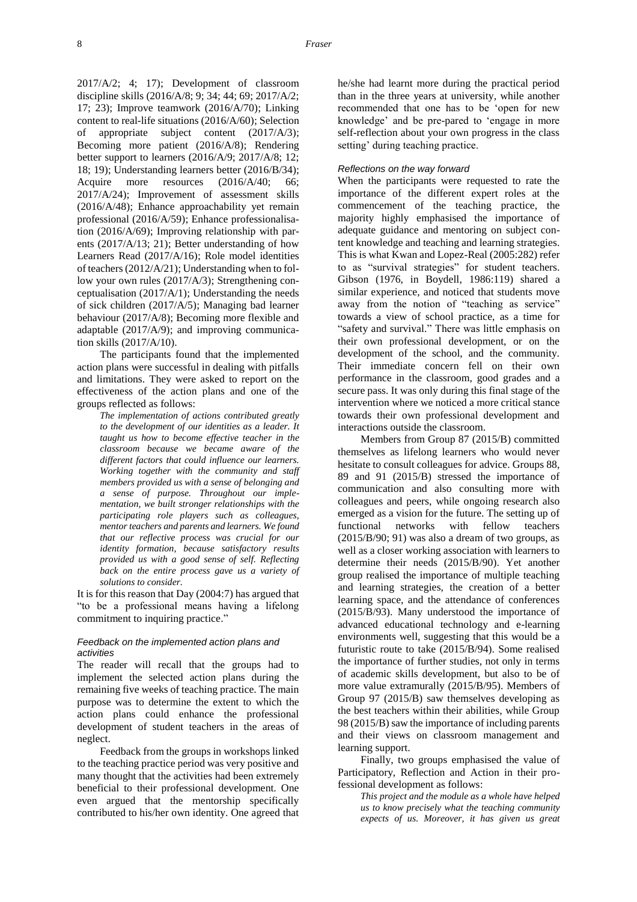2017/A/2; 4; 17); Development of classroom discipline skills (2016/A/8; 9; 34; 44; 69; 2017/A/2; 17; 23); Improve teamwork (2016/A/70); Linking content to real-life situations (2016/A/60); Selection of appropriate subject content (2017/A/3); Becoming more patient (2016/A/8); Rendering better support to learners (2016/A/9; 2017/A/8; 12; 18; 19); Understanding learners better (2016/B/34); Acquire more resources (2016/A/40; 66; 2017/A/24); Improvement of assessment skills (2016/A/48); Enhance approachability yet remain professional (2016/A/59); Enhance professionalisation (2016/A/69); Improving relationship with parents (2017/A/13; 21); Better understanding of how Learners Read (2017/A/16); Role model identities of teachers (2012/A/21); Understanding when to follow your own rules (2017/A/3); Strengthening conceptualisation (2017/A/1); Understanding the needs of sick children (2017/A/5); Managing bad learner behaviour (2017/A/8); Becoming more flexible and adaptable (2017/A/9); and improving communication skills (2017/A/10).

The participants found that the implemented action plans were successful in dealing with pitfalls and limitations. They were asked to report on the effectiveness of the action plans and one of the groups reflected as follows:

> *The implementation of actions contributed greatly to the development of our identities as a leader. It taught us how to become effective teacher in the classroom because we became aware of the different factors that could influence our learners. Working together with the community and staff members provided us with a sense of belonging and a sense of purpose. Throughout our implementation, we built stronger relationships with the participating role players such as colleagues, mentor teachers and parents and learners. We found that our reflective process was crucial for our identity formation, because satisfactory results provided us with a good sense of self. Reflecting back on the entire process gave us a variety of solutions to consider.*

It is for this reason that Day (2004:7) has argued that "to be a professional means having a lifelong commitment to inquiring practice."

#### *Feedback on the implemented action plans and activities*

The reader will recall that the groups had to implement the selected action plans during the remaining five weeks of teaching practice. The main purpose was to determine the extent to which the action plans could enhance the professional development of student teachers in the areas of neglect.

Feedback from the groups in workshops linked to the teaching practice period was very positive and many thought that the activities had been extremely beneficial to their professional development. One even argued that the mentorship specifically contributed to his/her own identity. One agreed that he/she had learnt more during the practical period than in the three years at university, while another recommended that one has to be 'open for new knowledge' and be pre-pared to 'engage in more self-reflection about your own progress in the class setting' during teaching practice.

#### *Reflections on the way forward*

When the participants were requested to rate the importance of the different expert roles at the commencement of the teaching practice, the majority highly emphasised the importance of adequate guidance and mentoring on subject content knowledge and teaching and learning strategies. This is what Kwan and Lopez-Real (2005:282) refer to as "survival strategies" for student teachers. Gibson (1976, in Boydell, 1986:119) shared a similar experience, and noticed that students move away from the notion of "teaching as service" towards a view of school practice, as a time for "safety and survival." There was little emphasis on their own professional development, or on the development of the school, and the community. Their immediate concern fell on their own performance in the classroom, good grades and a secure pass. It was only during this final stage of the intervention where we noticed a more critical stance towards their own professional development and interactions outside the classroom.

Members from Group 87 (2015/B) committed themselves as lifelong learners who would never hesitate to consult colleagues for advice. Groups 88, 89 and 91 (2015/B) stressed the importance of communication and also consulting more with colleagues and peers, while ongoing research also emerged as a vision for the future. The setting up of functional networks with fellow teachers (2015/B/90; 91) was also a dream of two groups, as well as a closer working association with learners to determine their needs (2015/B/90). Yet another group realised the importance of multiple teaching and learning strategies, the creation of a better learning space, and the attendance of conferences (2015/B/93). Many understood the importance of advanced educational technology and e-learning environments well, suggesting that this would be a futuristic route to take (2015/B/94). Some realised the importance of further studies, not only in terms of academic skills development, but also to be of more value extramurally (2015/B/95). Members of Group 97 (2015/B) saw themselves developing as the best teachers within their abilities, while Group 98 (2015/B) saw the importance of including parents and their views on classroom management and learning support.

Finally, two groups emphasised the value of Participatory, Reflection and Action in their professional development as follows:

> *This project and the module as a whole have helped us to know precisely what the teaching community expects of us. Moreover, it has given us great*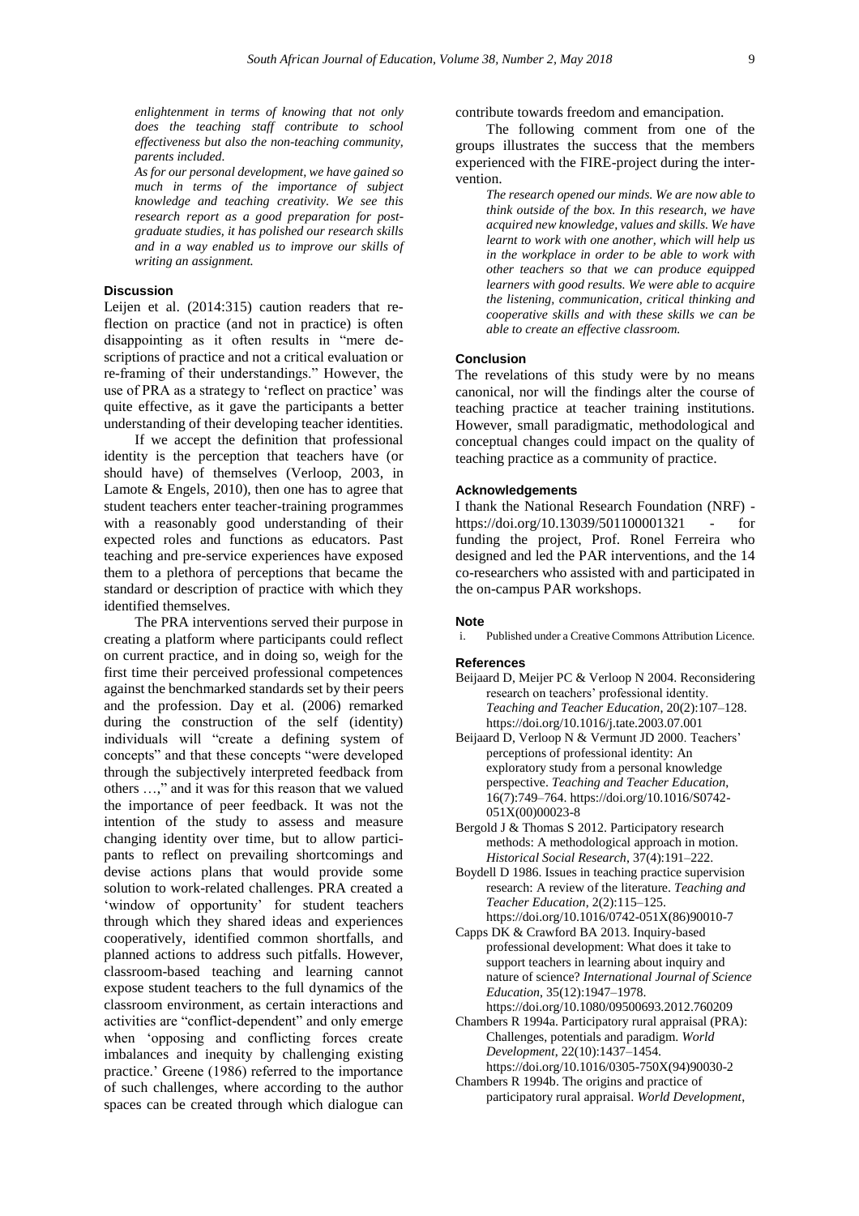*enlightenment in terms of knowing that not only does the teaching staff contribute to school effectiveness but also the non-teaching community, parents included.*

*As for our personal development, we have gained so much in terms of the importance of subject knowledge and teaching creativity. We see this research report as a good preparation for post-graduate studies, it has polished our research skills and in a way enabled us to improve our skills of writing an assignment.*

## Discussion

Leijen et al. (2014:315) caution readers that reflection on practice (and not in practice) is often disappointing as it often results in "mere descriptions of practice and not a critical evaluation or re-framing of their understandings." However, the use of PRA as a strategy to 'reflect on practice' was quite effective, as it gave the participants a better understanding of their developing teacher identities.

If we accept the definition that professional identity is the perception that teachers have (or should have) of themselves (Verloop, 2003, in Lamote & Engels, 2010), then one has to agree that student teachers enter teacher-training programmes with a reasonably good understanding of their expected roles and functions as educators. Past teaching and pre-service experiences have exposed them to a plethora of perceptions that became the standard or description of practice with which they identified themselves.

The PRA interventions served their purpose in creating a platform where participants could reflect on current practice, and in doing so, weigh for the first time their perceived professional competences against the benchmarked standards set by their peers and the profession. Day et al. (2006) remarked during the construction of the self (identity) individuals will "create a defining system of concepts" and that these concepts "were developed through the subjectively interpreted feedback from others …," and it was for this reason that we valued the importance of peer feedback. It was not the intention of the study to assess and measure changing identity over time, but to allow participants to reflect on prevailing shortcomings and devise actions plans that would provide some solution to work-related challenges. PRA created a 'window of opportunity' for student teachers through which they shared ideas and experiences cooperatively, identified common shortfalls, and planned actions to address such pitfalls. However, classroom-based teaching and learning cannot expose student teachers to the full dynamics of the classroom environment, as certain interactions and activities are "conflict-dependent" and only emerge when 'opposing and conflicting forces create imbalances and inequity by challenging existing practice.' Greene (1986) referred to the importance of such challenges, where according to the author spaces can be created through which dialogue can contribute towards freedom and emancipation.

The following comment from one of the groups illustrates the success that the members experienced with the FIRE-project during the intervention.

> *The research opened our minds. We are now able to think outside of the box. In this research, we have acquired new knowledge, values and skills. We have learnt to work with one another, which will help us in the workplace in order to be able to work with other teachers so that we can produce equipped learners with good results. We were able to acquire the listening, communication, critical thinking and cooperative skills and with these skills we can be able to create an effective classroom.*

## Conclusion

The revelations of this study were by no means canonical, nor will the findings alter the course of teaching practice at teacher training institutions. However, small paradigmatic, methodological and conceptual changes could impact on the quality of teaching practice as a community of practice.

## Acknowledgements

I thank the National Research Foundation (NRF) - https://doi.org/10.13039/501100001321 - for funding the project, Prof. Ronel Ferreira who designed and led the PAR interventions, and the 14 co-researchers who assisted with and participated in the on-campus PAR workshops.

## Note

i. Published under a Creative Commons Attribution Licence.

## References

Beijaard D, Meijer PC & Verloop N 2004. Reconsidering research on teachers' professional identity. *Teaching and Teacher Education*, 20(2):107–128. https://doi.org/10.1016/j.tate.2003.07.001

Beijaard D, Verloop N & Vermunt JD 2000. Teachers' perceptions of professional identity: An exploratory study from a personal knowledge perspective. *Teaching and Teacher Education*, 16(7):749–764. https://doi.org/10.1016/S0742-051X(00)00023-8

Bergold J & Thomas S 2012. Participatory research methods: A methodological approach in motion. *Historical Social Research*, 37(4):191–222.

Boydell D 1986. Issues in teaching practice supervision research: A review of the literature. *Teaching and Teacher Education*, 2(2):115–125. https://doi.org/10.1016/0742-051X(86)90010-7

Capps DK & Crawford BA 2013. Inquiry-based professional development: What does it take to support teachers in learning about inquiry and nature of science? *International Journal of Science Education*, 35(12):1947–1978. https://doi.org/10.1080/09500693.2012.760209

Chambers R 1994a. Participatory rural appraisal (PRA): Challenges, potentials and paradigm. *World Development*, 22(10):1437–1454. https://doi.org/10.1016/0305-750X(94)90030-2

Chambers R 1994b. The origins and practice of participatory rural appraisal. *World Development*,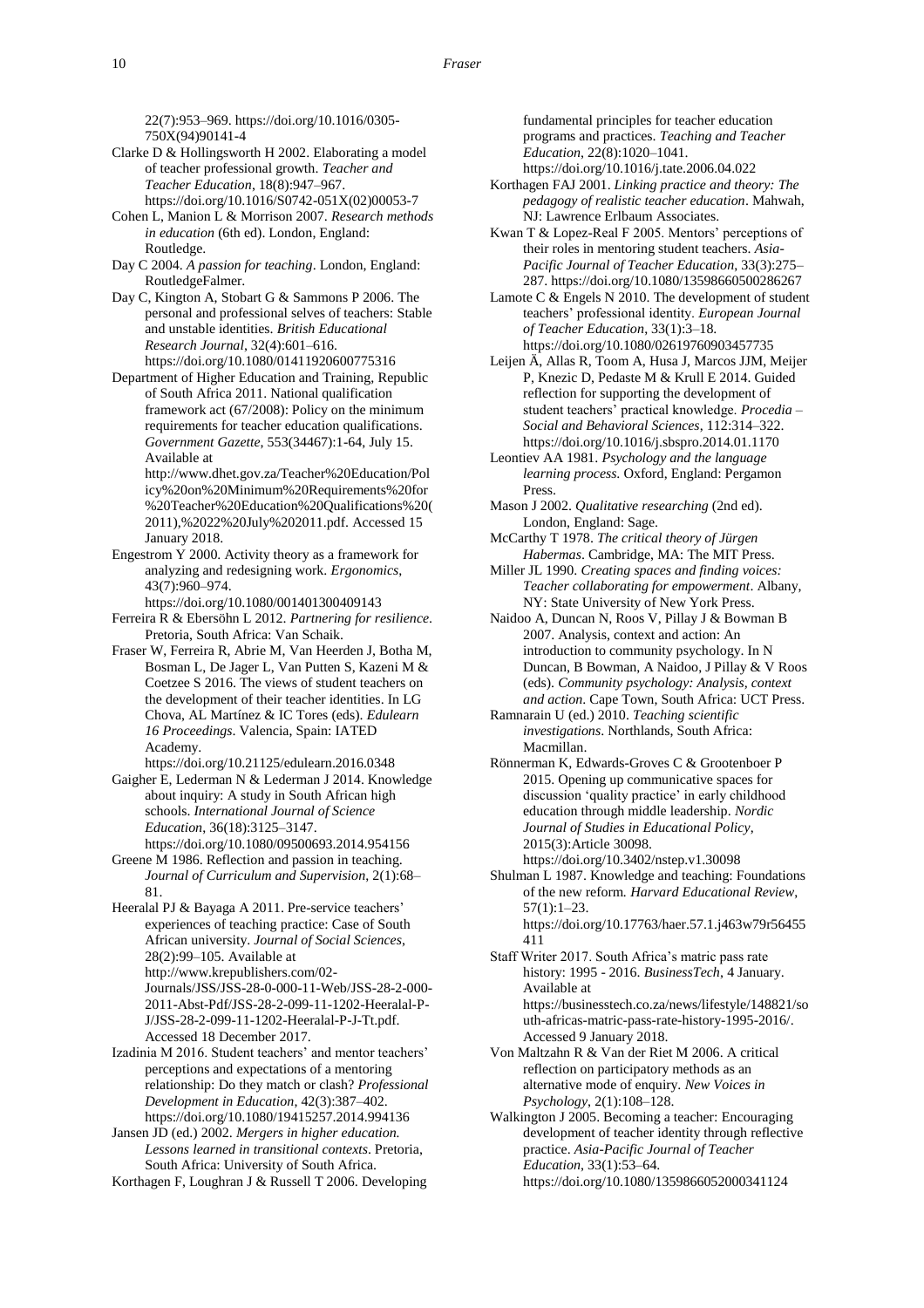22(7):953–969. https://doi.org/10.1016/0305-750X(94)90141-4

Clarke D & Hollingsworth H 2002. Elaborating a model of teacher professional growth. *Teacher and Teacher Education*, 18(8):947–967. https://doi.org/10.1016/S0742-051X(02)00053-7

Cohen L, Manion L & Morrison 2007. *Research methods in education* (6th ed). London, England: Routledge.

Day C 2004. *A passion for teaching*. London, England: RoutledgeFalmer.

Day C, Kington A, Stobart G & Sammons P 2006. The personal and professional selves of teachers: Stable and unstable identities. *British Educational Research Journal*, 32(4):601–616. https://doi.org/10.1080/01411920600775316

Department of Higher Education and Training, Republic of South Africa 2011. National qualification framework act (67/2008): Policy on the minimum requirements for teacher education qualifications. *Government Gazette*, 553(34467):1-64, July 15. Available at http://www.dhet.gov.za/Teacher%20Education/Policy%20on%20Minimum%20Requirements%20for%20Teacher%20Education%20Qualifications%20(2011),%2022%20July%202011.pdf. Accessed 15 January 2018.

Engestrom Y 2000. Activity theory as a framework for analyzing and redesigning work. *Ergonomics*, 43(7):960–974. https://doi.org/10.1080/001401300409143

Ferreira R & Ebersöhn L 2012. *Partnering for resilience*. Pretoria, South Africa: Van Schaik.

Fraser W, Ferreira R, Abrie M, Van Heerden J, Botha M, Bosman L, De Jager L, Van Putten S, Kazeni M & Coetzee S 2016. The views of student teachers on the development of their teacher identities. In LG Chova, AL Martínez & IC Tores (eds). *Edulearn 16 Proceedings*. Valencia, Spain: IATED Academy. https://doi.org/10.21125/edulearn.2016.0348

Gaigher E, Lederman N & Lederman J 2014. Knowledge about inquiry: A study in South African high schools. *International Journal of Science Education*, 36(18):3125–3147. https://doi.org/10.1080/09500693.2014.954156

Greene M 1986. Reflection and passion in teaching. *Journal of Curriculum and Supervision*, 2(1):68–81.

Heeralal PJ & Bayaga A 2011. Pre-service teachers' experiences of teaching practice: Case of South African university. *Journal of Social Sciences*, 28(2):99–105. Available at http://www.krepublishers.com/02-Journals/JSS/JSS-28-0-000-11-Web/JSS-28-2-000-2011-Abst-Pdf/JSS-28-2-099-11-1202-Heeralal-P-J/JSS-28-2-099-11-1202-Heeralal-P-J-Tt.pdf. Accessed 18 December 2017.

Izadinia M 2016. Student teachers' and mentor teachers' perceptions and expectations of a mentoring relationship: Do they match or clash? *Professional Development in Education*, 42(3):387–402. https://doi.org/10.1080/19415257.2014.994136

Jansen JD (ed.) 2002. *Mergers in higher education. Lessons learned in transitional contexts*. Pretoria, South Africa: University of South Africa.

Korthagen F, Loughran J & Russell T 2006. Developing fundamental principles for teacher education programs and practices. *Teaching and Teacher Education*, 22(8):1020–1041. https://doi.org/10.1016/j.tate.2006.04.022

Korthagen FAJ 2001. *Linking practice and theory: The pedagogy of realistic teacher education*. Mahwah, NJ: Lawrence Erlbaum Associates.

Kwan T & Lopez-Real F 2005. Mentors' perceptions of their roles in mentoring student teachers. *Asia-Pacific Journal of Teacher Education*, 33(3):275–287. https://doi.org/10.1080/13598660500286267

Lamote C & Engels N 2010. The development of student teachers' professional identity. *European Journal of Teacher Education*, 33(1):3–18. https://doi.org/10.1080/02619760903457735

Leijen Ä, Allas R, Toom A, Husa J, Marcos JJM, Meijer P, Knezic D, Pedaste M & Krull E 2014. Guided reflection for supporting the development of student teachers' practical knowledge. *Procedia – Social and Behavioral Sciences*, 112:314–322. https://doi.org/10.1016/j.sbspro.2014.01.1170

Leontiev AA 1981. *Psychology and the language learning process*. Oxford, England: Pergamon Press.

Mason J 2002. *Qualitative researching* (2nd ed). London, England: Sage.

McCarthy T 1978. *The critical theory of Jürgen Habermas*. Cambridge, MA: The MIT Press.

Miller JL 1990. *Creating spaces and finding voices: Teacher collaborating for empowerment*. Albany, NY: State University of New York Press.

Naidoo A, Duncan N, Roos V, Pillay J & Bowman B 2007. Analysis, context and action: An introduction to community psychology. In N Duncan, B Bowman, A Naidoo, J Pillay & V Roos (eds). *Community psychology: Analysis, context and action*. Cape Town, South Africa: UCT Press.

Ramnarain U (ed.) 2010. *Teaching scientific investigations*. Northlands, South Africa: Macmillan.

Rönnerman K, Edwards-Groves C & Grootenboer P 2015. Opening up communicative spaces for discussion 'quality practice' in early childhood education through middle leadership. *Nordic Journal of Studies in Educational Policy*, 2015(3):Article 30098. https://doi.org/10.3402/nstep.v1.30098

Shulman L 1987. Knowledge and teaching: Foundations of the new reform. *Harvard Educational Review*, 57(1):1–23. https://doi.org/10.17763/haer.57.1.j463w79r56455411

Staff Writer 2017. South Africa's matric pass rate history: 1995 - 2016. *BusinessTech*, 4 January. Available at https://businesstech.co.za/news/lifestyle/148821/south-africas-matric-pass-rate-history-1995-2016/. Accessed 9 January 2018.

Von Maltzahn R & Van der Riet M 2006. A critical reflection on participatory methods as an alternative mode of enquiry. *New Voices in Psychology*, 2(1):108–128.

Walkington J 2005. Becoming a teacher: Encouraging development of teacher identity through reflective practice. *Asia-Pacific Journal of Teacher Education*, 33(1):53–64. https://doi.org/10.1080/1359866052000341124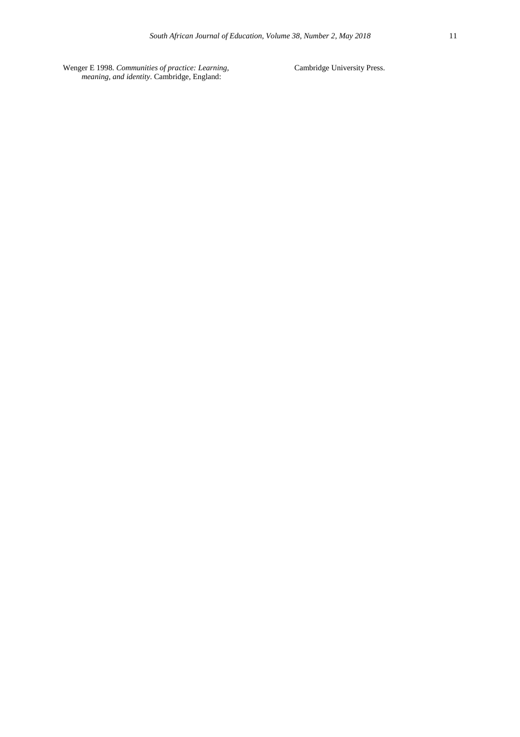Wenger E 1998. *Communities of practice: Learning, meaning, and identity*. Cambridge, England: Cambridge University Press.